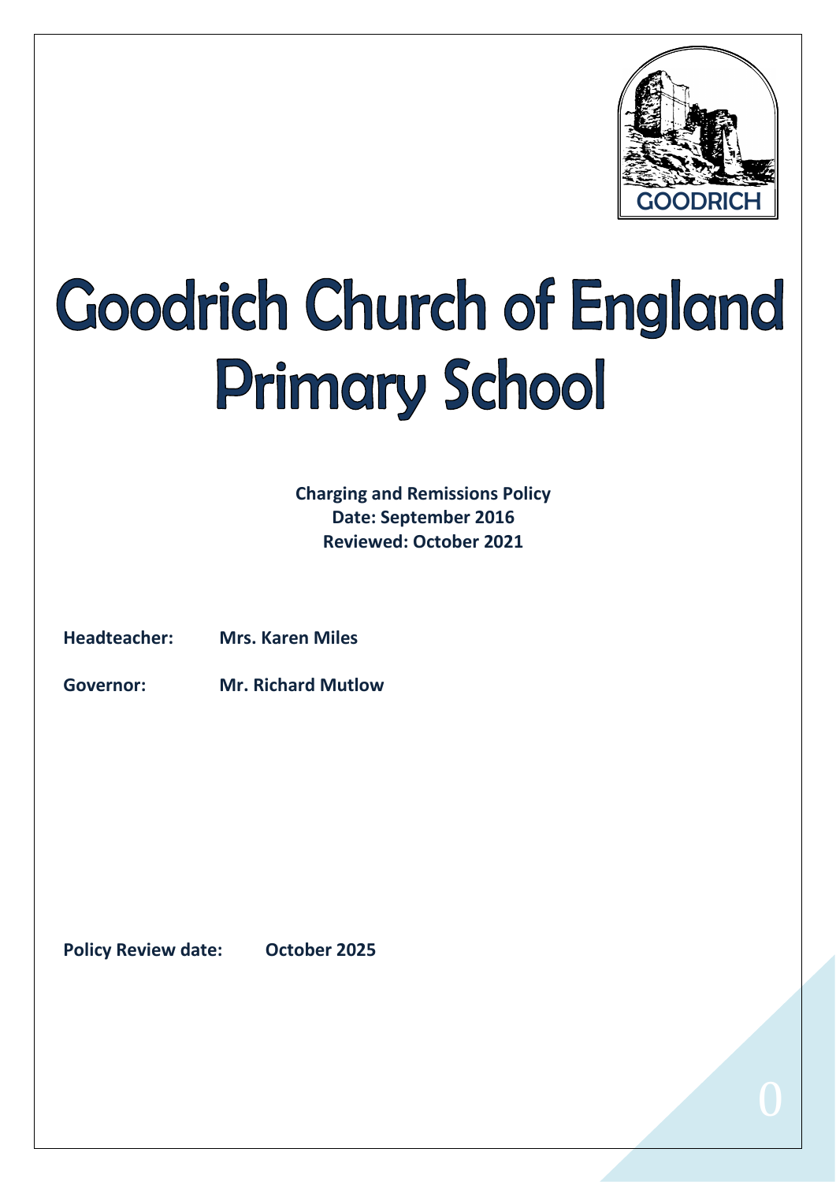GOODRICH

# Goodrich Church of England Primary School

**Charging and Remissions Policy**
**Date: September 2016**
**Reviewed: October 2021**

**Headteacher:** **Mrs. Karen Miles**

**Governor:** **Mr. Richard Mutlow**

**Policy Review date:** **October 2025**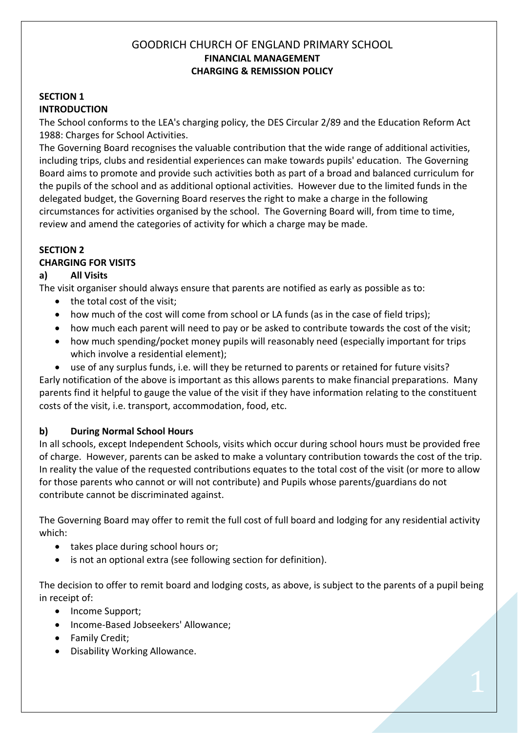# GOODRICH CHURCH OF ENGLAND PRIMARY SCHOOL

**FINANCIAL MANAGEMENT**

**CHARGING & REMISSION POLICY**

## SECTION 1
## INTRODUCTION

The School conforms to the LEA's charging policy, the DES Circular 2/89 and the Education Reform Act 1988: Charges for School Activities.

The Governing Board recognises the valuable contribution that the wide range of additional activities, including trips, clubs and residential experiences can make towards pupils' education. The Governing Board aims to promote and provide such activities both as part of a broad and balanced curriculum for the pupils of the school and as additional optional activities. However due to the limited funds in the delegated budget, the Governing Board reserves the right to make a charge in the following circumstances for activities organised by the school. The Governing Board will, from time to time, review and amend the categories of activity for which a charge may be made.

## SECTION 2
## CHARGING FOR VISITS

### a) All Visits

The visit organiser should always ensure that parents are notified as early as possible as to:

- the total cost of the visit;
- how much of the cost will come from school or LA funds (as in the case of field trips);
- how much each parent will need to pay or be asked to contribute towards the cost of the visit;
- how much spending/pocket money pupils will reasonably need (especially important for trips which involve a residential element);
- use of any surplus funds, i.e. will they be returned to parents or retained for future visits?

Early notification of the above is important as this allows parents to make financial preparations. Many parents find it helpful to gauge the value of the visit if they have information relating to the constituent costs of the visit, i.e. transport, accommodation, food, etc.

### b) During Normal School Hours

In all schools, except Independent Schools, visits which occur during school hours must be provided free of charge. However, parents can be asked to make a voluntary contribution towards the cost of the trip. In reality the value of the requested contributions equates to the total cost of the visit (or more to allow for those parents who cannot or will not contribute) and Pupils whose parents/guardians do not contribute cannot be discriminated against.

The Governing Board may offer to remit the full cost of full board and lodging for any residential activity which:

- takes place during school hours or;
- is not an optional extra (see following section for definition).

The decision to offer to remit board and lodging costs, as above, is subject to the parents of a pupil being in receipt of:

- Income Support;
- Income-Based Jobseekers' Allowance;
- Family Credit;
- Disability Working Allowance.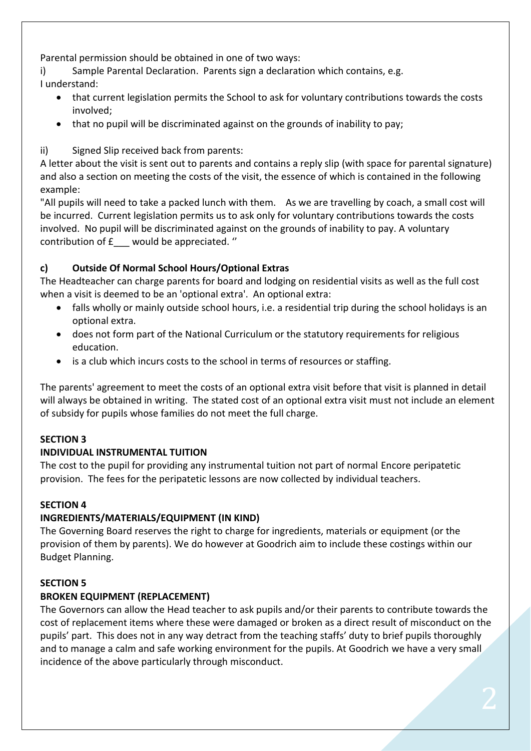Parental permission should be obtained in one of two ways:

i) Sample Parental Declaration. Parents sign a declaration which contains, e.g.
I understand:

- that current legislation permits the School to ask for voluntary contributions towards the costs involved;
- that no pupil will be discriminated against on the grounds of inability to pay;

ii) Signed Slip received back from parents:
A letter about the visit is sent out to parents and contains a reply slip (with space for parental signature) and also a section on meeting the costs of the visit, the essence of which is contained in the following example:
"All pupils will need to take a packed lunch with them. As we are travelling by coach, a small cost will be incurred. Current legislation permits us to ask only for voluntary contributions towards the costs involved. No pupil will be discriminated against on the grounds of inability to pay. A voluntary contribution of £___ would be appreciated. ''

**c) Outside Of Normal School Hours/Optional Extras**

The Headteacher can charge parents for board and lodging on residential visits as well as the full cost when a visit is deemed to be an 'optional extra'. An optional extra:

- falls wholly or mainly outside school hours, i.e. a residential trip during the school holidays is an optional extra.
- does not form part of the National Curriculum or the statutory requirements for religious education.
- is a club which incurs costs to the school in terms of resources or staffing.

The parents' agreement to meet the costs of an optional extra visit before that visit is planned in detail will always be obtained in writing. The stated cost of an optional extra visit must not include an element of subsidy for pupils whose families do not meet the full charge.

**SECTION 3**

**INDIVIDUAL INSTRUMENTAL TUITION**

The cost to the pupil for providing any instrumental tuition not part of normal Encore peripatetic provision. The fees for the peripatetic lessons are now collected by individual teachers.

**SECTION 4**

**INGREDIENTS/MATERIALS/EQUIPMENT (IN KIND)**

The Governing Board reserves the right to charge for ingredients, materials or equipment (or the provision of them by parents). We do however at Goodrich aim to include these costings within our Budget Planning.

**SECTION 5**

**BROKEN EQUIPMENT (REPLACEMENT)**

The Governors can allow the Head teacher to ask pupils and/or their parents to contribute towards the cost of replacement items where these were damaged or broken as a direct result of misconduct on the pupils' part. This does not in any way detract from the teaching staffs' duty to brief pupils thoroughly and to manage a calm and safe working environment for the pupils. At Goodrich we have a very small incidence of the above particularly through misconduct.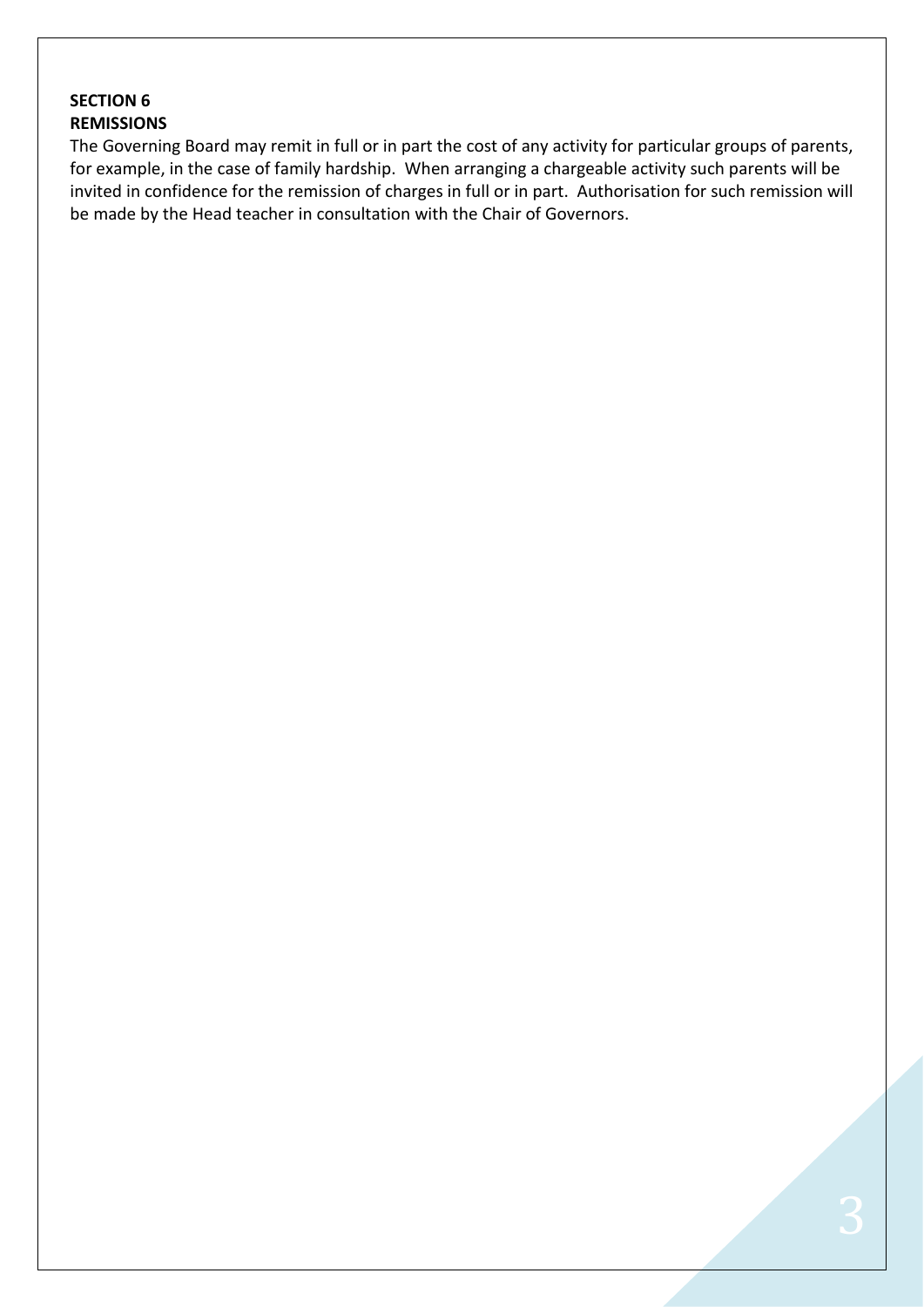## SECTION 6
## REMISSIONS

The Governing Board may remit in full or in part the cost of any activity for particular groups of parents, for example, in the case of family hardship. When arranging a chargeable activity such parents will be invited in confidence for the remission of charges in full or in part. Authorisation for such remission will be made by the Head teacher in consultation with the Chair of Governors.